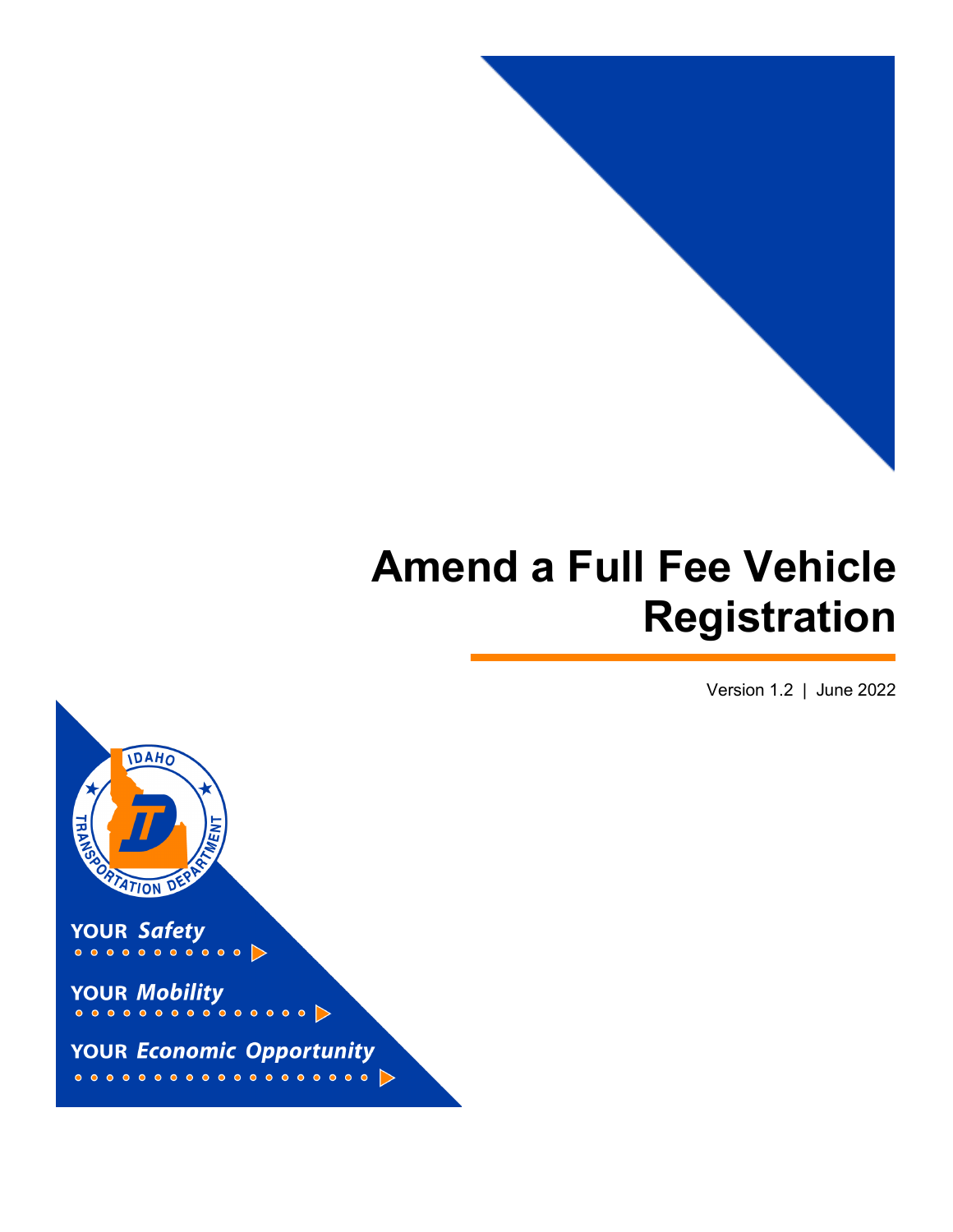# Amend a Full Fee Vehicle Registration

Version 1.2 | June 2022

IDAHO TRANSPORTATION DEPARTMENT

YOUR *Safety*

YOUR *Mobility*

YOUR *Economic Opportunity*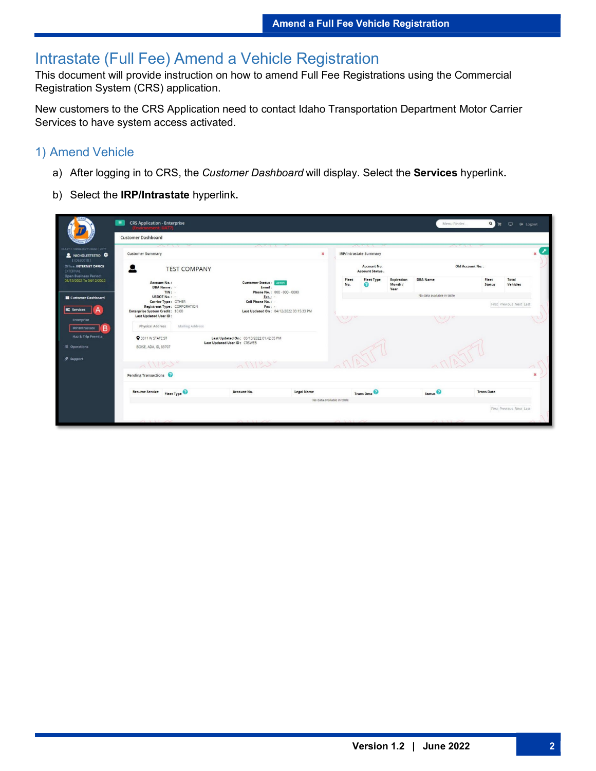# Intrastate (Full Fee) Amend a Vehicle Registration

This document will provide instruction on how to amend Full Fee Registrations using the Commercial Registration System (CRS) application.

New customers to the CRS Application need to contact Idaho Transportation Department Motor Carrier Services to have system access activated.

## 1) Amend Vehicle

a) After logging in to CRS, the *Customer Dashboard* will display. Select the **Services** hyperlink**.**

b) Select the **IRP/Intrastate** hyperlink**.**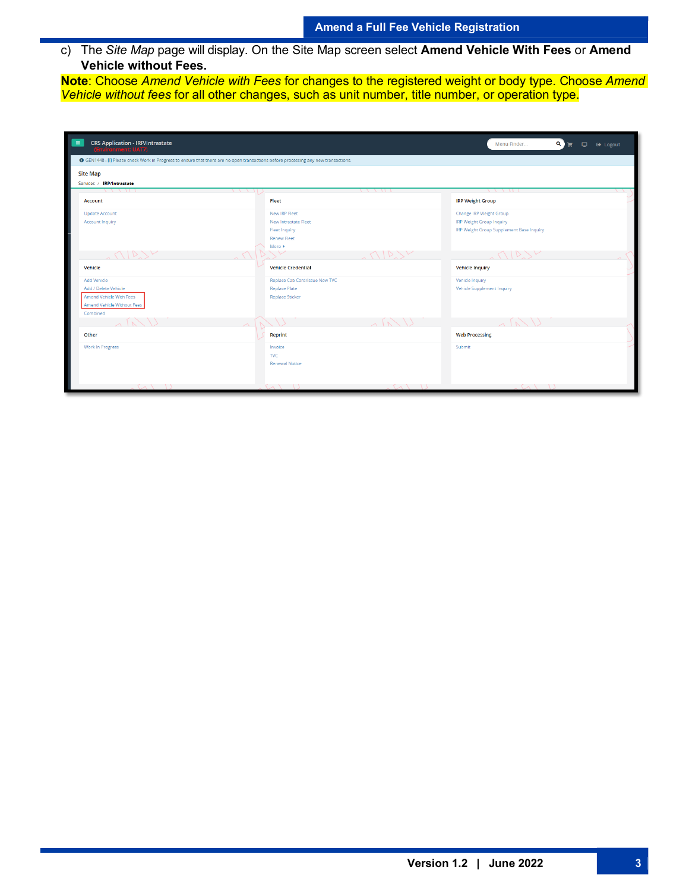c) The *Site Map* page will display. On the Site Map screen select **Amend Vehicle With Fees** or **Amend Vehicle without Fees.**

**Note**: Choose *Amend Vehicle with Fees* for changes to the registered weight or body type. Choose *Amend Vehicle without fees* for all other changes, such as unit number, title number, or operation type.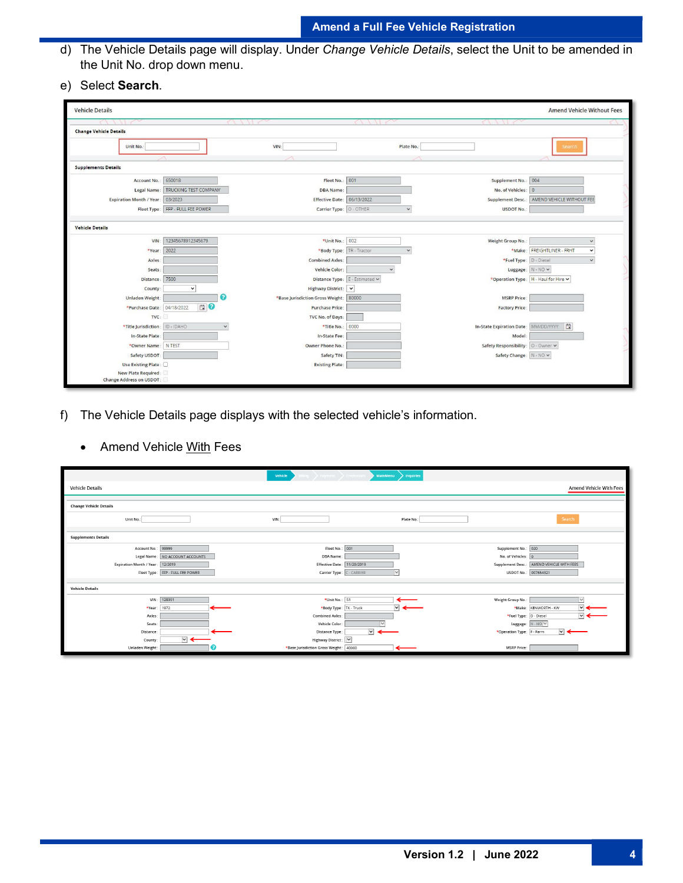d) The Vehicle Details page will display. Under *Change Vehicle Details*, select the Unit to be amended in the Unit No. drop down menu.

e) Select **Search**.

f) The Vehicle Details page displays with the selected vehicle's information.

- Amend Vehicle <u>With</u> Fees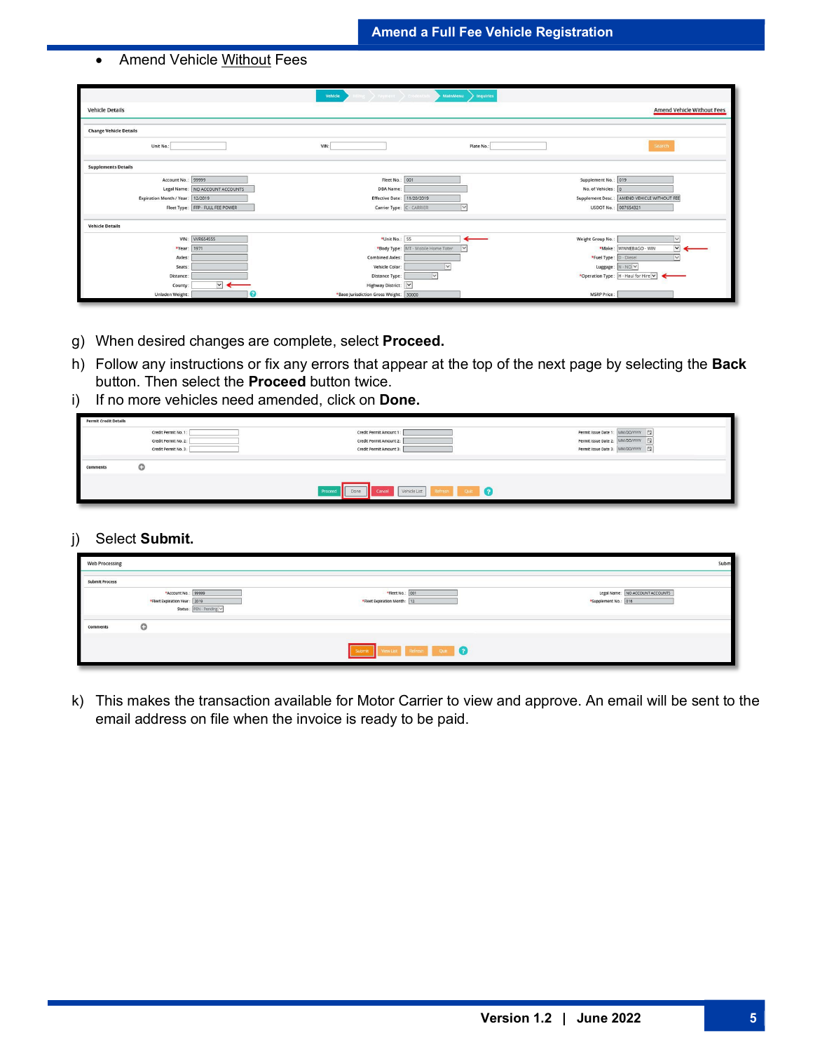- Amend Vehicle Without Fees

g) When desired changes are complete, select **Proceed.**

h) Follow any instructions or fix any errors that appear at the top of the next page by selecting the **Back** button. Then select the **Proceed** button twice.

i) If no more vehicles need amended, click on **Done.**

j) Select **Submit.**

k) This makes the transaction available for Motor Carrier to view and approve. An email will be sent to the email address on file when the invoice is ready to be paid.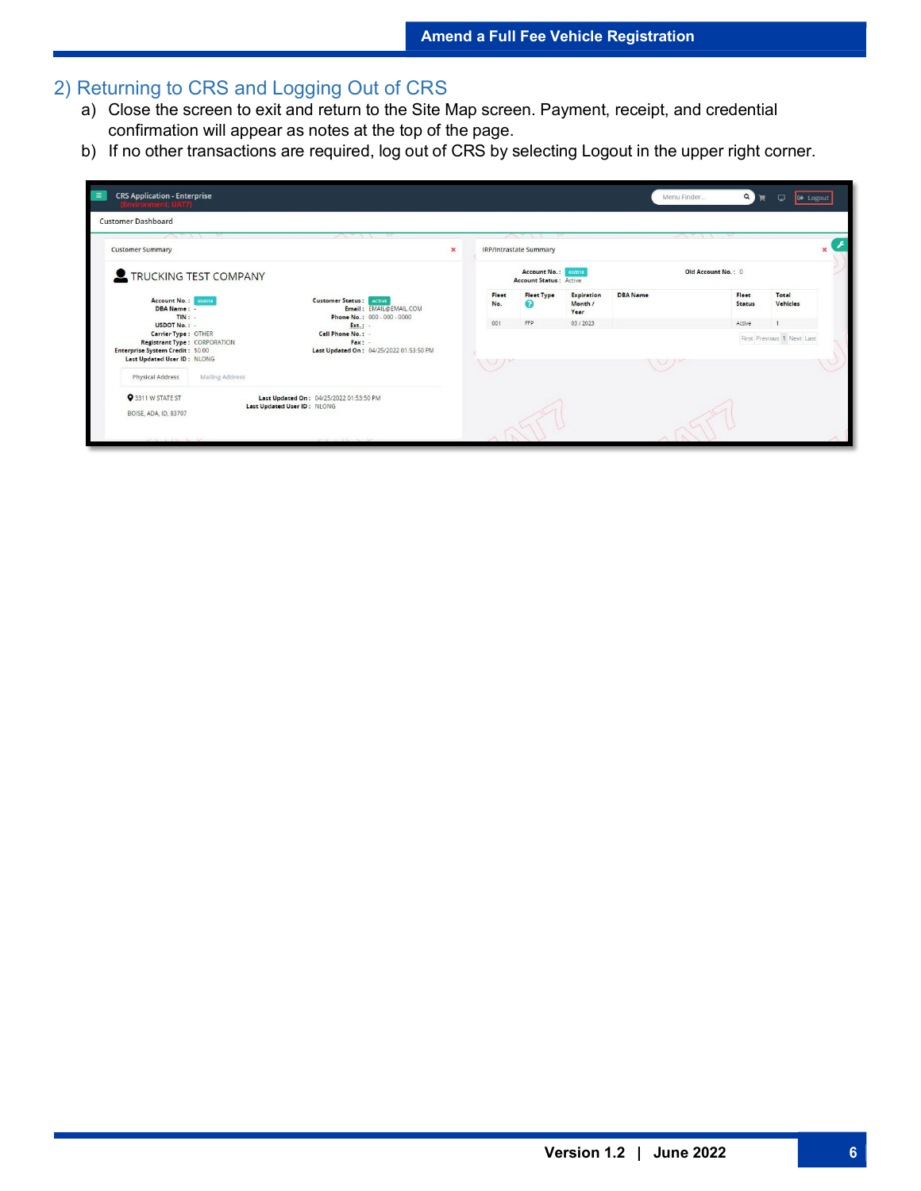## 2) Returning to CRS and Logging Out of CRS

a) Close the screen to exit and return to the Site Map screen. Payment, receipt, and credential confirmation will appear as notes at the top of the page.

b) If no other transactions are required, log out of CRS by selecting Logout in the upper right corner.